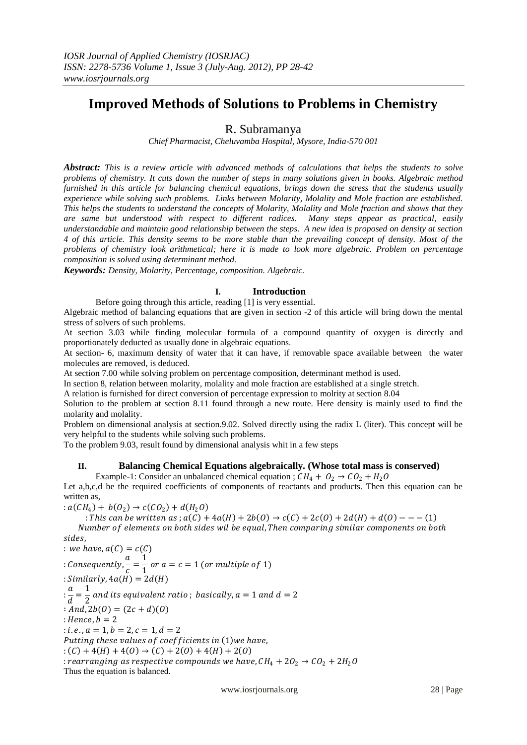# Improved Methods of Solutions to Problems in Chemistry

R. Subramanya

*Chief Pharmacist, Cheluvamba Hospital, Mysore, India-570 001*

***Abstract:*** *This is a review article with advanced methods of calculations that helps the students to solve problems of chemistry. It cuts down the number of steps in many solutions given in books. Algebraic method furnished in this article for balancing chemical equations, brings down the stress that the students usually experience while solving such problems. Links between Molarity, Molality and Mole fraction are established. This helps the students to understand the concepts of Molarity, Molality and Mole fraction and shows that they are same but understood with respect to different radices. Many steps appear as practical, easily understandable and maintain good relationship between the steps. A new idea is proposed on density at section 4 of this article. This density seems to be more stable than the prevailing concept of density. Most of the problems of chemistry look arithmetical; here it is made to look more algebraic. Problem on percentage composition is solved using determinant method.*

***Keywords:*** *Density, Molarity, Percentage, composition. Algebraic.*

## I. Introduction

Before going through this article, reading [1] is very essential.

Algebraic method of balancing equations that are given in section -2 of this article will bring down the mental stress of solvers of such problems.

At section 3.03 while finding molecular formula of a compound quantity of oxygen is directly and proportionately deducted as usually done in algebraic equations.

At section- 6, maximum density of water that it can have, if removable space available between the water molecules are removed, is deduced.

At section 7.00 while solving problem on percentage composition, determinant method is used.

In section 8, relation between molarity, molality and mole fraction are established at a single stretch.

A relation is furnished for direct conversion of percentage expression to molrity at section 8.04

Solution to the problem at section 8.11 found through a new route. Here density is mainly used to find the molarity and molality.

Problem on dimensional analysis at section.9.02. Solved directly using the radix L (liter). This concept will be very helpful to the students while solving such problems.

To the problem 9.03, result found by dimensional analysis whit in a few steps

## II. Balancing Chemical Equations algebraically. (Whose total mass is conserved)

Example-1: Consider an unbalanced chemical equation ; $CH_4 + O_2 \rightarrow CO_2 + H_2O$

Let a,b,c,d be the required coefficients of components of reactants and products. Then this equation can be written as,

$: a(CH_4) + b(O_2) \rightarrow c(CO_2) + d(H_2O)$

$: This\ can\ be\ written\ as\ ;\ a(C) + 4a(H) + 2b(O) \rightarrow c(C) + 2c(O) + 2d(H) + d(O) - - - (1)$

$Number\ of\ elements\ on\ both\ sides\ wil\ be\ equal, Then\ comparing\ similar\ components\ on\ both\ sides,$

$: we\ have, a(C) = c(C)$

$: Consequently, \frac{a}{c} = \frac{1}{1}\ or\ a = c = 1\ (or\ multiple\ of\ 1)$

$: Similarly, 4a(H) = 2d(H)$

$: \frac{a}{d} = \frac{1}{2}\ and\ its\ equivalent\ ratio\ ;\ basically, a = 1\ and\ d = 2$

$: And, 2b(O) = (2c + d)(O)$

$: Hence, b = 2$

$: i.e., a = 1, b = 2, c = 1, d = 2$

$Putting\ these\ values\ of\ coefficients\ in\ (1) we\ have,$

$: (C) + 4(H) + 4(O) \rightarrow (C) + 2(O) + 4(H) + 2(O)$

$: rearranging\ as\ respective\ compounds\ we\ have, CH_4 + 2O_2 \rightarrow CO_2 + 2H_2O$

Thus the equation is balanced.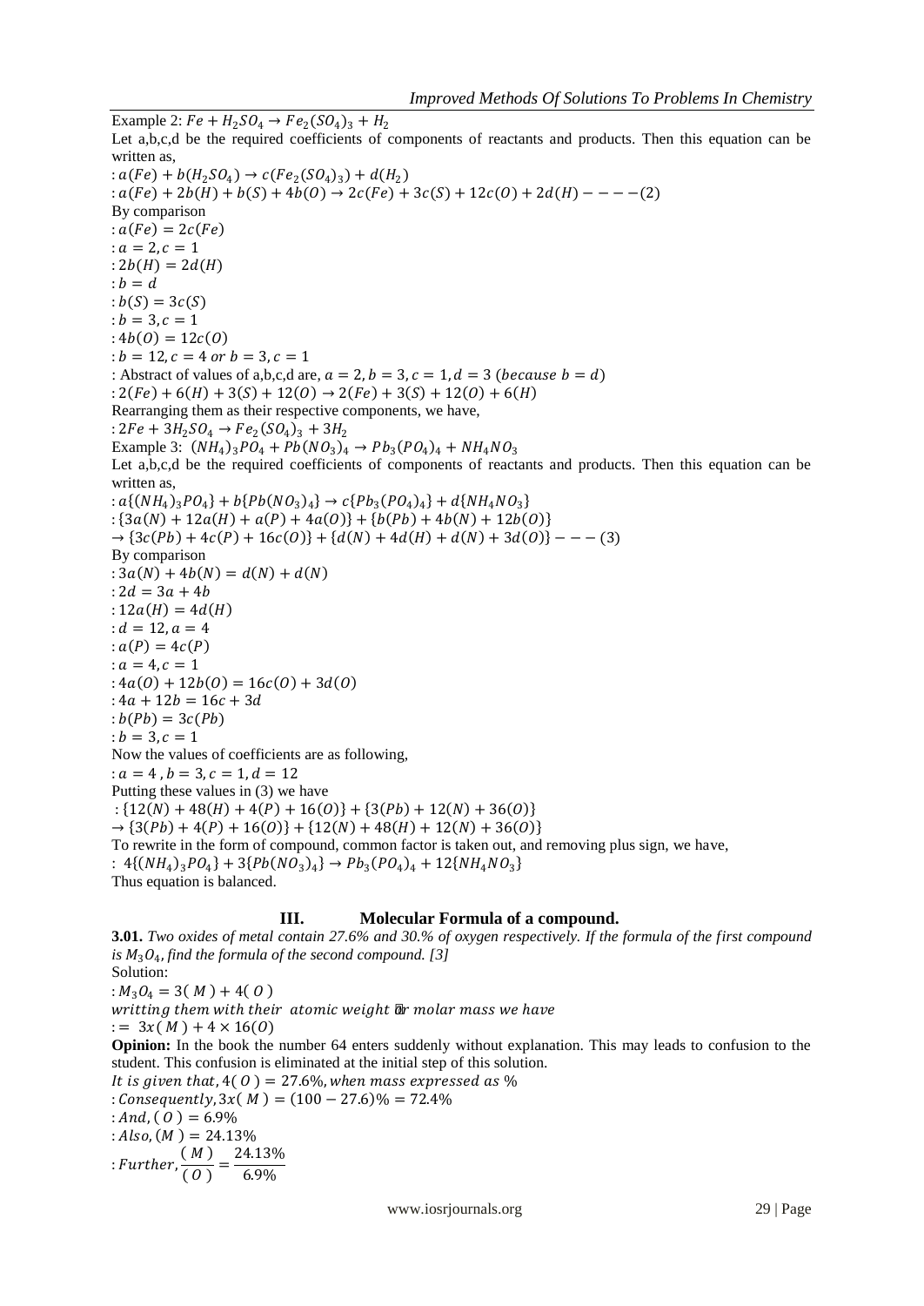Example 2: $Fe + H_2SO_4 \rightarrow Fe_2(SO_4)_3 + H_2$

Let a,b,c,d be the required coefficients of components of reactants and products. Then this equation can be written as,

$: a(Fe) + b(H_2SO_4) \rightarrow c(Fe_2(SO_4)_3) + d(H_2)$

$: a(Fe) + 2b(H) + b(S) + 4b(O) \rightarrow 2c(Fe) + 3c(S) + 12c(O) + 2d(H) - - - -(2)$

By comparison

$: a(Fe) = 2c(Fe)$

$: a = 2, c = 1$

$: 2b(H) = 2d(H)$

$: b = d$

$: b(S) = 3c(S)$

$: b = 3, c = 1$

$: 4b(O) = 12c(O)$

$: b = 12, c = 4 \text{ or } b = 3, c = 1$

: Abstract of values of a,b,c,d are, $a = 2, b = 3, c = 1, d = 3$ (*because* $b = d$)

$: 2(Fe) + 6(H) + 3(S) + 12(O) \rightarrow 2(Fe) + 3(S) + 12(O) + 6(H)$

Rearranging them as their respective components, we have,

$: 2Fe + 3H_2SO_4 \rightarrow Fe_2(SO_4)_3 + 3H_2$

Example 3: $(NH_4)_3PO_4 + Pb(NO_3)_4 \rightarrow Pb_3(PO_4)_4 + NH_4NO_3$

Let a,b,c,d be the required coefficients of components of reactants and products. Then this equation can be written as,

$: a\{(NH_4)_3PO_4\} + b\{Pb(NO_3)_4\} \rightarrow c\{Pb_3(PO_4)_4\} + d\{NH_4NO_3\}$

$: \{3a(N) + 12a(H) + a(P) + 4a(O)\} + \{b(Pb) + 4b(N) + 12b(O)\}$

$\rightarrow \{3c(Pb) + 4c(P) + 16c(O)\} + \{d(N) + 4d(H) + d(N) + 3d(O)\} - - - (3)$

By comparison

$: 3a(N) + 4b(N) = d(N) + d(N)$

$: 2d = 3a + 4b$

$: 12a(H) = 4d(H)$

$: d = 12, a = 4$

$: a(P) = 4c(P)$

$: a = 4, c = 1$

$: 4a(O) + 12b(O) = 16c(O) + 3d(O)$

$: 4a + 12b = 16c + 3d$

$: b(Pb) = 3c(Pb)$

$: b = 3, c = 1$

Now the values of coefficients are as following,

$: a = 4 , b = 3, c = 1, d = 12$

Putting these values in (3) we have

$: \{12(N) + 48(H) + 4(P) + 16(O)\} + \{3(Pb) + 12(N) + 36(O)\}$

$\rightarrow \{3(Pb) + 4(P) + 16(O)\} + \{12(N) + 48(H) + 12(N) + 36(O)\}$

To rewrite in the form of compound, common factor is taken out, and removing plus sign, we have,

$: 4\{(NH_4)_3PO_4\} + 3\{Pb(NO_3)_4\} \rightarrow Pb_3(PO_4)_4 + 12\{NH_4NO_3\}$

Thus equation is balanced.

## III. Molecular Formula of a compound.

**3.01.** *Two oxides of metal contain 27.6% and 30.% of oxygen respectively. If the formula of the first compound is* $M_3O_4$*, find the formula of the second compound. [3]*

Solution:

$: M_3O_4 = 3(M) + 4(O)$

*writting them with their atomic weight or molar mass we have*

$:= 3x(M) + 4 \times 16(O)$

**Opinion:** In the book the number 64 enters suddenly without explanation. This may leads to confusion to the student. This confusion is eliminated at the initial step of this solution.

*It is given that,* $4(O) = 27.6\%$*, when mass expressed as* %

$: Consequently, 3x(M) = (100 - 27.6)\% = 72.4\%$

$: And, (O) = 6.9\%$

$: Also, (M) = 24.13\%$

$: Further, \frac{(M)}{(O)} = \frac{24.13\%}{6.9\%}$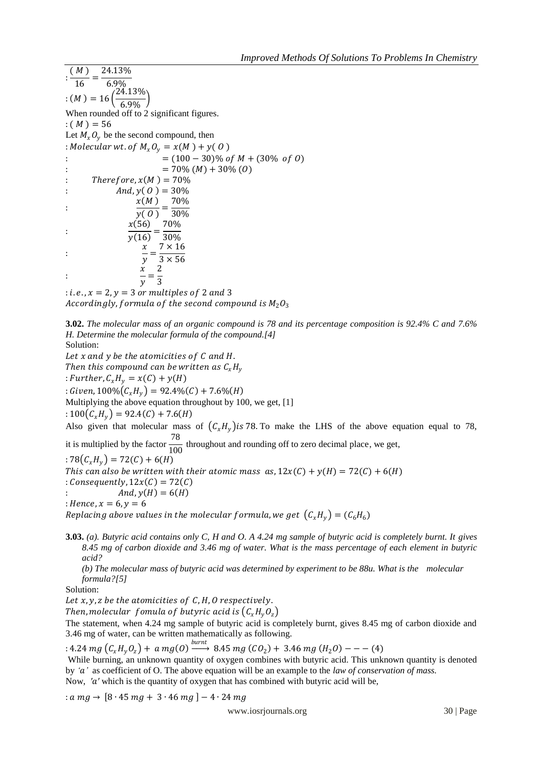$: \frac{(M)}{16} = \frac{24.13\%}{6.9\%}$

$: (M) = 16\left(\frac{24.13\%}{6.9\%}\right)$

When rounded off to 2 significant figures.

$: (M) = 56$

Let $M_xO_y$ be the second compound, then

$: Molecular\ wt.\ of\ M_xO_y = x(M) + y(O)$

$: \quad = (100 - 30)\%\ of\ M + (30\%\ of\ O)$

$: \quad = 70\%\ (M) + 30\%\ (O)$

$: \quad Therefore, x(M) = 70\%$

$: \quad And, y(O) = 30\%$

$: \quad \frac{x(M)}{y(O)} = \frac{70\%}{30\%}$

$: \quad \frac{x(56)}{y(16)} = \frac{70\%}{30\%}$

$: \quad \frac{x}{y} = \frac{7 \times 16}{3 \times 56}$

$: \quad \frac{x}{y} = \frac{2}{3}$

$: i.e., x = 2, y = 3\ or\ multiples\ of\ 2\ and\ 3$

$Accordingly, formula\ of\ the\ second\ compound\ is\ M_2O_3$

**3.02.** *The molecular mass of an organic compound is 78 and its percentage composition is 92.4% C and 7.6% H. Determine the molecular formula of the compound.[4]*

Solution:

$Let\ x\ and\ y\ be\ the\ atomicities\ of\ C\ and\ H.$

$Then\ this\ compound\ can\ be\ written\ as\ C_xH_y$

$: Further, C_xH_y = x(C) + y(H)$

$: Given, 100\%(C_xH_y) = 92.4\%(C) + 7.6\%(H)$

Multiplying the above equation throughout by 100, we get, [1]

$: 100(C_xH_y) = 92.4(C) + 7.6(H)$

Also given that molecular mass of $(C_xH_y)$ is 78. To make the LHS of the above equation equal to 78, it is multiplied by the factor $\frac{78}{100}$ throughout and rounding off to zero decimal place, we get,

$: 78(C_xH_y) = 72(C) + 6(H)$

$This\ can\ also\ be\ written\ with\ their\ atomic\ mass\ as, 12x(C) + y(H) = 72(C) + 6(H)$

$: Consequently, 12x(C) = 72(C)$

$: \quad And, y(H) = 6(H)$

$: Hence, x = 6, y = 6$

$Replacing\ above\ values\ in\ the\ molecular\ formula, we\ get\ (C_xH_y) = (C_6H_6)$

**3.03.** *(a). Butyric acid contains only C, H and O. A 4.24 mg sample of butyric acid is completely burnt. It gives 8.45 mg of carbon dioxide and 3.46 mg of water. What is the mass percentage of each element in butyric acid?*

*(b) The molecular mass of butyric acid was determined by experiment to be 88u. What is the molecular formula?[5]*

Solution:

$Let\ x, y, z\ be\ the\ atomicities\ of\ C, H, O\ respectively.$

$Then, molecular\ fomula\ of\ butyric\ acid\ is\ (C_xH_yO_z)$

The statement, when 4.24 mg sample of butyric acid is completely burnt, gives 8.45 mg of carbon dioxide and 3.46 mg of water, can be written mathematically as following.

$: 4.24\ mg\ (C_xH_yO_z) + a\ mg(O) \xrightarrow{burnt} 8.45\ mg\ (CO_2) + 3.46\ mg\ (H_2O) - - - (4)$

While burning, an unknown quantity of oxygen combines with butyric acid. This unknown quantity is denoted by *'a'* as coefficient of O. The above equation will be an example to the *law of conservation of mass.*

Now, *'a'* which is the quantity of oxygen that has combined with butyric acid will be,

$: a\ mg \rightarrow [8 \cdot 45\ mg + 3 \cdot 46\ mg] - 4 \cdot 24\ mg$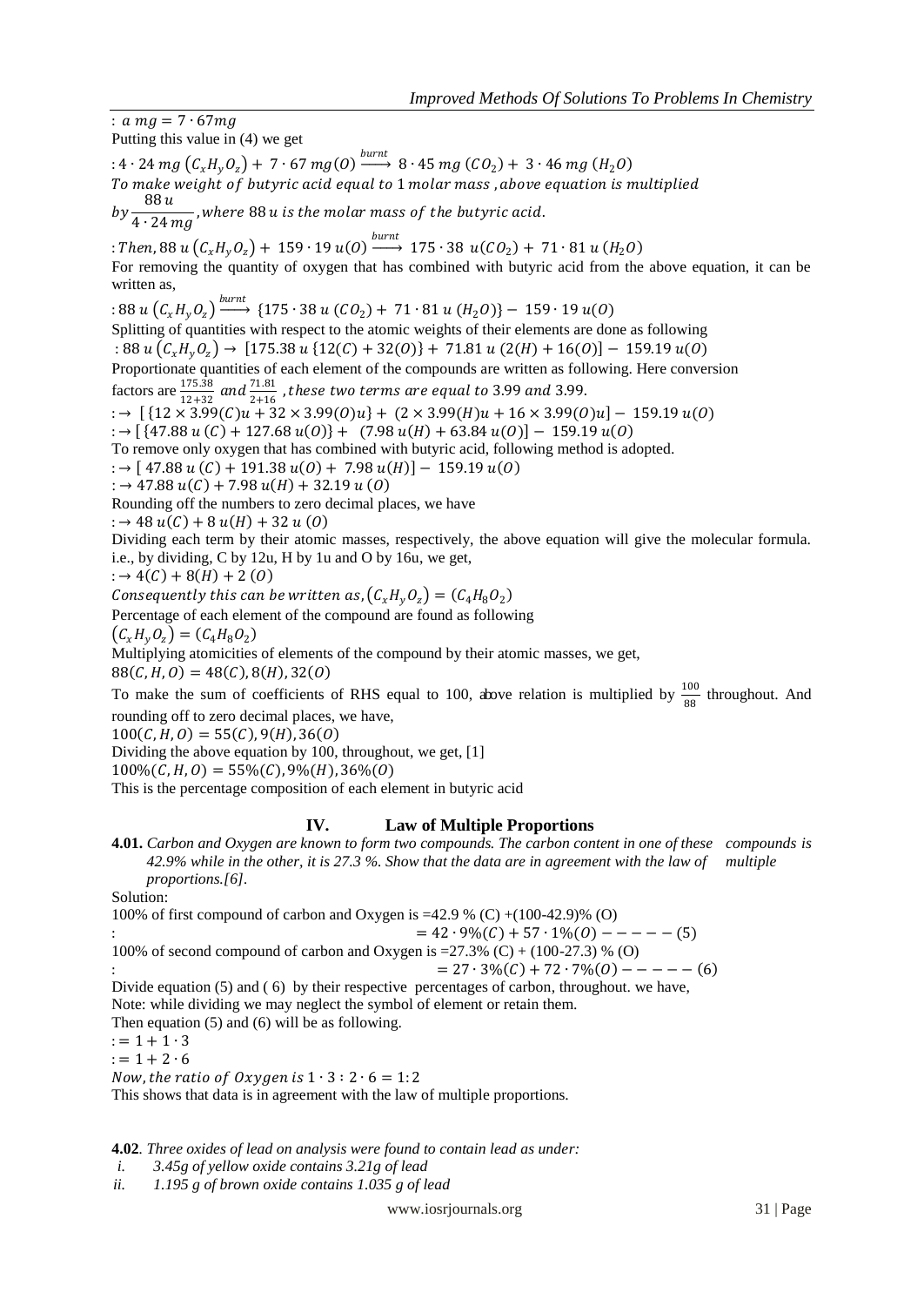$: a\ mg = 7\cdot 67mg$

Putting this value in (4) we get

$: 4\cdot 24\ mg\ (C_xH_yO_z) +\ 7\cdot 67\ mg(O) \xrightarrow{burnt}\ 8\cdot 45\ mg\ (CO_2) +\ 3\cdot 46\ mg\ (H_2O)$

$To\ make\ weight\ of\ butyric\ acid\ equal\ to\ 1\ molar\ mass\ , above\ equation\ is\ multiplied$
$by\ \frac{88\ u}{4\cdot 24\ mg}, where\ 88\ u\ is\ the\ molar\ mass\ of\ the\ butyric\ acid.$

$: Then, 88\ u\ (C_xH_yO_z) +\ 159\cdot 19\ u(O) \xrightarrow{burnt}\ 175\cdot 38\ u(CO_2) +\ 71\cdot 81\ u\ (H_2O)$

For removing the quantity of oxygen that has combined with butyric acid from the above equation, it can be written as,

$: 88\ u\ (C_xH_yO_z) \xrightarrow{burnt}\ \{175\cdot 38\ u\ (CO_2) +\ 71\cdot 81\ u\ (H_2O)\} -\ 159\cdot 19\ u(O)$

Splitting of quantities with respect to the atomic weights of their elements are done as following

$: 88\ u\ (C_xH_yO_z) \rightarrow\ [175.38\ u\ \{12(C) + 32(O)\} +\ 71.81\ u\ (2(H) + 16(O)] -\ 159.19\ u(O)$

Proportionate quantities of each element of the compounds are written as following. Here conversion factors are $\frac{175.38}{12+32}$ $and\ \frac{71.81}{2+16}$ $, these\ two\ terms\ are\ equal\ to\ 3.99\ and\ 3.99.$

$: \rightarrow\ [\{12\times 3.99(C)u + 32\times 3.99(O)u\} +\ (2\times 3.99(H)u + 16\times 3.99(O)u] -\ 159.19\ u(O)$

$: \rightarrow [\{47.88\ u\ (C) + 127.68\ u(O)\} +\ \ (7.98\ u(H) + 63.84\ u(O)] -\ 159.19\ u(O)$

To remove only oxygen that has combined with butyric acid, following method is adopted.

$: \rightarrow [\ 47.88\ u\ (C) + 191.38\ u(O) +\ 7.98\ u(H)] -\ 159.19\ u(O)$

$: \rightarrow 47.88\ u(C) + 7.98\ u(H) + 32.19\ u\ (O)$

Rounding off the numbers to zero decimal places, we have

$: \rightarrow 48\ u(C) + 8\ u(H) + 32\ u\ (O)$

Dividing each term by their atomic masses, respectively, the above equation will give the molecular formula. i.e., by dividing, C by 12u, H by 1u and O by 16u, we get,

$: \rightarrow 4(C) + 8(H) + 2\ (O)$

$Consequently\ this\ can\ be\ written\ as, (C_xH_yO_z) = (C_4H_8O_2)$

Percentage of each element of the compound are found as following

$(C_xH_yO_z) = (C_4H_8O_2)$

Multiplying atomicities of elements of the compound by their atomic masses, we get,

$88(C, H, O) = 48(C), 8(H), 32(O)$

To make the sum of coefficients of RHS equal to 100, above relation is multiplied by $\frac{100}{88}$ throughout. And rounding off to zero decimal places, we have,

$100(C, H, O) = 55(C), 9(H), 36(O)$

Dividing the above equation by 100, throughout, we get, [1]

$100\%(C, H, O) = 55\%(C), 9\%(H), 36\%(O)$

This is the percentage composition of each element in butyric acid

## IV. Law of Multiple Proportions

**4.01.** *Carbon and Oxygen are known to form two compounds. The carbon content in one of these compounds is 42.9% while in the other, it is 27.3 %. Show that the data are in agreement with the law of multiple proportions.[6].*

Solution:

100% of first compound of carbon and Oxygen is =42.9 % (C) +(100-42.9)% (O)

$: \qquad = 42\cdot 9\%(C) + 57\cdot 1\%(O) - - - - - (5)$

100% of second compound of carbon and Oxygen is =27.3% (C) + (100-27.3) % (O)

$: \qquad = 27\cdot 3\%(C) + 72\cdot 7\%(O) - - - - - (6)$

Divide equation (5) and ( 6) by their respective percentages of carbon, throughout. we have,

Note: while dividing we may neglect the symbol of element or retain them.

Then equation (5) and (6) will be as following.

$: = 1 + 1\cdot 3$

$: = 1 + 2\cdot 6$

$Now, the\ ratio\ of\ Oxygen\ is\ 1\cdot 3 : 2\cdot 6 = 1:2$

This shows that data is in agreement with the law of multiple proportions.

**4.02**. *Three oxides of lead on analysis were found to contain lead as under:*

- *i. 3.45g of yellow oxide contains 3.21g of lead*
- *ii. 1.195 g of brown oxide contains 1.035 g of lead*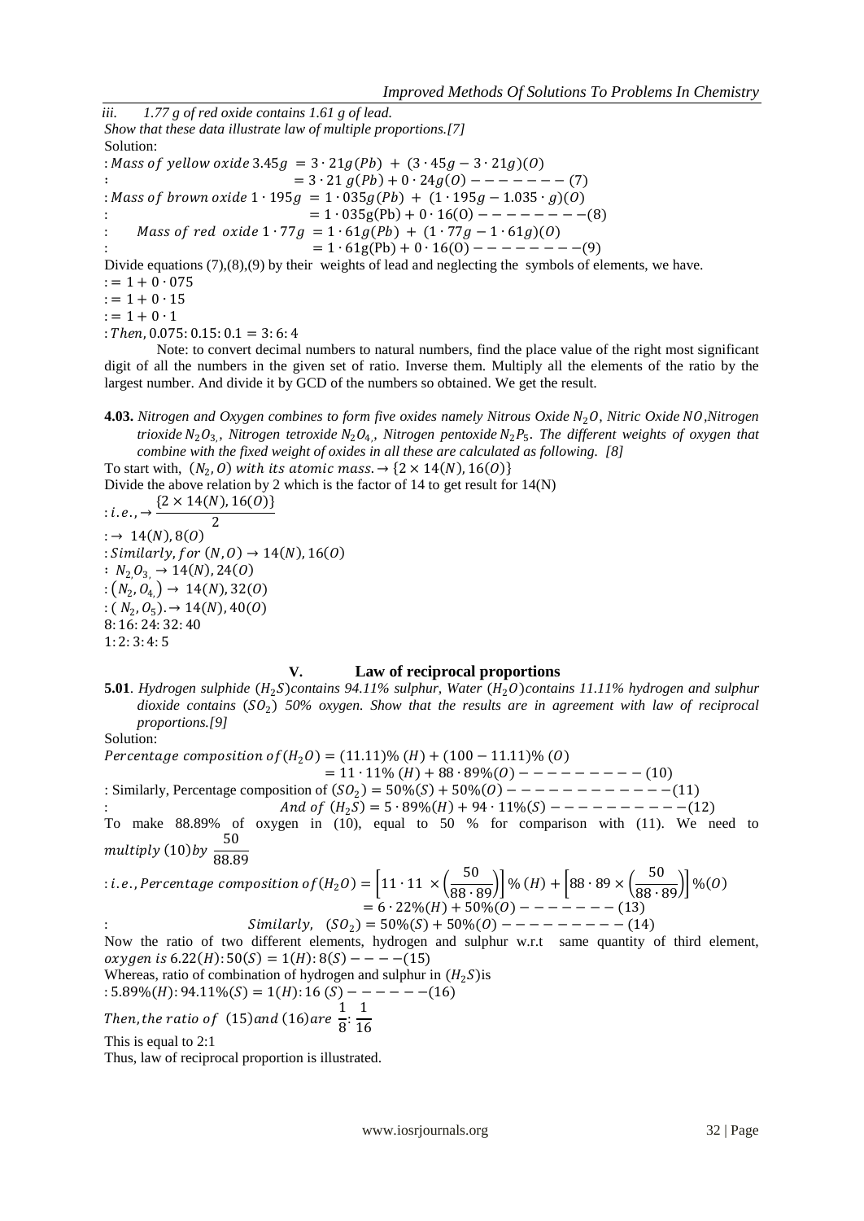*iii. 1.77 g of red oxide contains 1.61 g of lead.*

*Show that these data illustrate law of multiple proportions.[7]*

Solution:

: $Mass\ of\ yellow\ oxide\ 3.45g\ = 3 \cdot 21g(Pb)\ +\ (3 \cdot 45g - 3 \cdot 21g)(O)$

: $= 3 \cdot 21\ g(Pb) + 0 \cdot 24g(O) - - - - - - - (7)$

: $Mass\ of\ brown\ oxide\ 1 \cdot 195g\ = 1 \cdot 035g(Pb)\ +\ (1 \cdot 195g - 1.035 \cdot g)(O)$

: $= 1 \cdot 035g(\mathrm{Pb}) + 0 \cdot 16(\mathrm{O}) - - - - - - - - (8)$

: $Mass\ of\ red\ oxide\ 1 \cdot 77g\ = 1 \cdot 61g(Pb)\ +\ (1 \cdot 77g - 1 \cdot 61g)(O)$

: $= 1 \cdot 61g(\mathrm{Pb}) + 0 \cdot 16(\mathrm{O}) - - - - - - - - (9)$

Divide equations (7),(8),(9) by their weights of lead and neglecting the symbols of elements, we have.

: $= 1 + 0 \cdot 075$

: $= 1 + 0 \cdot 15$

: $= 1 + 0 \cdot 1$

: $Then,\ 0.075 : 0.15 : 0.1 = 3 : 6 : 4$

Note: to convert decimal numbers to natural numbers, find the place value of the right most significant digit of all the numbers in the given set of ratio. Inverse them. Multiply all the elements of the ratio by the largest number. And divide it by GCD of the numbers so obtained. We get the result.

**4.03.** *Nitrogen and Oxygen combines to form five oxides namely Nitrous Oxide $N_2O$, Nitric Oxide $NO$, Nitrogen trioxide $N_2O_{3,}$, Nitrogen tetroxide $N_2O_{4,}$, Nitrogen pentoxide $N_2P_5$. The different weights of oxygen that combine with the fixed weight of oxides in all these are calculated as following. [8]*

To start with, $(N_2, O)\ with\ its\ atomic\ mass. \rightarrow \{2 \times 14(N), 16(O)\}$

Divide the above relation by 2 which is the factor of 14 to get result for 14(N)

: $i.e., \rightarrow \dfrac{\{2 \times 14(N), 16(O)\}}{2}$

: $\rightarrow\ 14(N), 8(O)$

: $Similarly,\ for\ (N, O) \rightarrow 14(N), 16(O)$

: $N_{2,}O_{3,} \rightarrow 14(N), 24(O)$

: $(N_2, O_{4,}) \rightarrow\ 14(N), 32(O)$

: $(\ N_2, O_5). \rightarrow 14(N), 40(O)$

8: 16: 24: 32: 40

1: 2: 3: 4: 5

## V. Law of reciprocal proportions

**5.01**. *Hydrogen sulphide $(H_2S)$ contains 94.11% sulphur, Water $(H_2O)$ contains 11.11% hydrogen and sulphur dioxide contains $(SO_2)$ 50% oxygen. Show that the results are in agreement with law of reciprocal proportions.[9]*

Solution:

$Percentage\ composition\ of\ (H_2O) = (11.11)\%\ (H) + (100 - 11.11)\%\ (O)$

$= 11 \cdot 11\%\ (H) + 88 \cdot 89\%(O) - - - - - - - - - (10)$

: Similarly, Percentage composition of $(SO_2) = 50\%(S) + 50\%(O) - - - - - - - - - - - - (11)$

: $And\ of\ (H_2S) = 5 \cdot 89\%(H) + 94 \cdot 11\%(S) - - - - - - - - - - (12)$

To make 88.89% of oxygen in (10), equal to 50 % for comparison with (11). We need to $multiply\ (10) by\ \dfrac{50}{88.89}$

: $i.e., Percentage\ composition\ of\ (H_2O) = \left[11 \cdot 11\ \times \left(\frac{50}{88 \cdot 89}\right)\right]\%\ (H) + \left[88 \cdot 89 \times \left(\frac{50}{88 \cdot 89}\right)\right]\%(O)$

$= 6 \cdot 22\%(H) + 50\%(O) - - - - - - - (13)$

: $Similarly,\ \ (SO_2) = 50\%(S) + 50\%(O) - - - - - - - - - (14)$

Now the ratio of two different elements, hydrogen and sulphur w.r.t same quantity of third element, $oxygen\ is\ 6.22(H) : 50(S) = 1(H) : 8(S) - - - -(15)$

Whereas, ratio of combination of hydrogen and sulphur in $(H_2S)$ is

: $5.89\%(H) : 94.11\%(S) = 1(H) : 16\ (S) - - - - - -(16)$

$Then, the\ ratio\ of\ \ (15) and\ (16) are\ \dfrac{1}{8} : \dfrac{1}{16}$

This is equal to 2:1

Thus, law of reciprocal proportion is illustrated.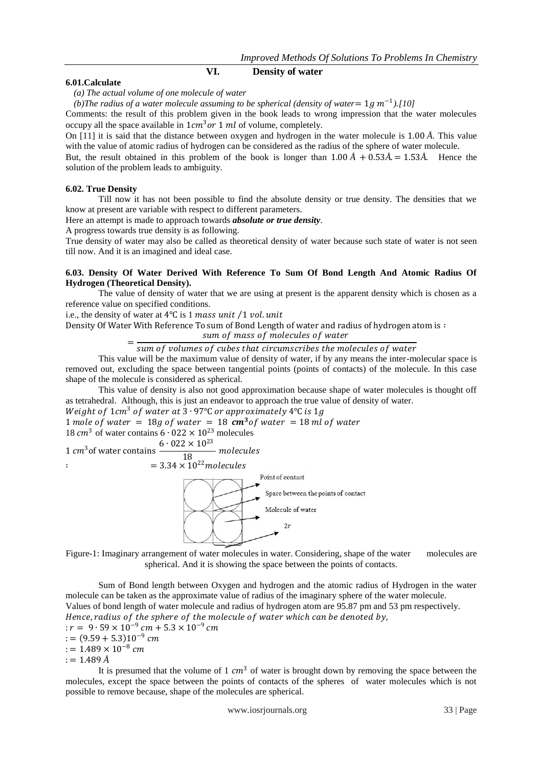## VI. Density of water

**6.01.Calculate**

*(a) The actual volume of one molecule of water*

*(b)The radius of a water molecule assuming to be spherical (density of water* $= 1g\ m^{-1}$*).[10]*

Comments: the result of this problem given in the book leads to wrong impression that the water molecules occupy all the space available in $1cm^3$ *or* $1\ ml$ of volume, completely.

On [11] it is said that the distance between oxygen and hydrogen in the water molecule is $1.00\ Å$. This value with the value of atomic radius of hydrogen can be considered as the radius of the sphere of water molecule.

But, the result obtained in this problem of the book is longer than $1.00\ Å + 0.53Å = 1.53Å$. Hence the solution of the problem leads to ambiguity.

**6.02. True Density**

Till now it has not been possible to find the absolute density or true density. The densities that we know at present are variable with respect to different parameters.

Here an attempt is made to approach towards ***absolute or true density***.

A progress towards true density is as following.

True density of water may also be called as theoretical density of water because such state of water is not seen till now. And it is an imagined and ideal case.

**6.03. Density Of Water Derived With Reference To Sum Of Bond Length And Atomic Radius Of Hydrogen (Theoretical Density).**

The value of density of water that we are using at present is the apparent density which is chosen as a reference value on specified conditions.

i.e., the density of water at 4℃ is $1\ mass\ unit\ /1\ vol.unit$

Density Of Water With Reference To sum of Bond Length of water and radius of hydrogen atom is :

$$= \frac{sum\ of\ mass\ of\ molecules\ of\ water}{sum\ of\ volumes\ of\ cubes\ that\ circumscribes\ the\ molecules\ of\ water}$$

This value will be the maximum value of density of water, if by any means the inter-molecular space is removed out, excluding the space between tangential points (points of contacts) of the molecule. In this case shape of the molecule is considered as spherical.

This value of density is also not good approximation because shape of water molecules is thought off as tetrahedral. Although, this is just an endeavor to approach the true value of density of water.

$Weight\ of\ 1cm^3\ of\ water\ at\ 3\cdot 97℃\ or\ approximately\ 4℃\ is\ 1g$

$1\ mole\ of\ water\ =\ 18g\ of\ water\ =\ 18\ \boldsymbol{cm^3} of\ water\ =18\ ml\ of\ water$

$18\ cm^3$ of water contains $6\cdot 022\times 10^{23}$ molecules

$1\ cm^3$ of water contains $\dfrac{6\cdot 022\times 10^{23}}{18}\ molecules$

$:\quad = 3.34\times 10^{22} molecules$

Point of contact

Space between the points of contact

Molecule of water

$2r$

Figure-1: Imaginary arrangement of water molecules in water. Considering, shape of the water molecules are spherical. And it is showing the space between the points of contacts.

Sum of Bond length between Oxygen and hydrogen and the atomic radius of Hydrogen in the water molecule can be taken as the approximate value of radius of the imaginary sphere of the water molecule.

Values of bond length of water molecule and radius of hydrogen atom are 95.87 pm and 53 pm respectively.

*Hence, radius of the sphere of the molecule of water which can be denoted by,*

$: r = 9\cdot 59\times 10^{-9}\ cm + 5.3\times 10^{-9}\ cm$

$: = (9.59 + 5.3)10^{-9}\ cm$

$: = 1.489\times 10^{-8}\ cm$

$: = 1.489\ Å$

It is presumed that the volume of $1\ cm^3$ of water is brought down by removing the space between the molecules, except the space between the points of contacts of the spheres of water molecules which is not possible to remove because, shape of the molecules are spherical.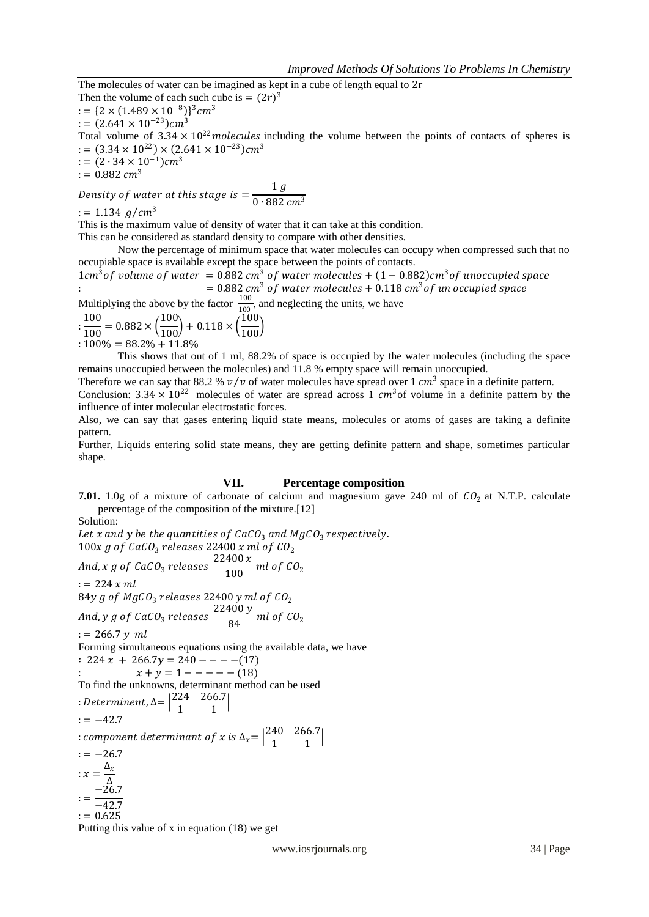The molecules of water can be imagined as kept in a cube of length equal to $2r$

Then the volume of each such cube is $= (2r)^3$

$:= \{2 \times (1.489 \times 10^{-8})\}^3 cm^3$

$:= (2.641 \times 10^{-23}) cm^3$

Total volume of $3.34 \times 10^{22}$ *molecules* including the volume between the points of contacts of spheres is

$:= (3.34 \times 10^{22}) \times (2.641 \times 10^{-23}) cm^3$

$:= (2 \cdot 34 \times 10^{-1}) cm^3$

$:= 0.882\ cm^3$

$$Density\ of\ water\ at\ this\ stage\ is = \frac{1\ g}{0 \cdot 882\ cm^3}$$

$:= 1.134\ \ g/cm^3$

This is the maximum value of density of water that it can take at this condition.

This can be considered as standard density to compare with other densities.

Now the percentage of minimum space that water molecules can occupy when compressed such that no occupiable space is available except the space between the points of contacts.

$1 cm^3 of\ volume\ of\ water\ = 0.882\ cm^3\ of\ water\ molecules + (1 - 0.882) cm^3 of\ unoccupied\ space$

$: \qquad = 0.882\ cm^3\ of\ water\ molecules + 0.118\ cm^3 of\ un\ occupied\ space$

Multiplying the above by the factor $\frac{100}{100}$, and neglecting the units, we have

$$: \frac{100}{100} = 0.882 \times \left(\frac{100}{100}\right) + 0.118 \times \left(\frac{100}{100}\right)$$

$: 100\% = 88.2\% + 11.8\%$

This shows that out of 1 ml, 88.2% of space is occupied by the water molecules (including the space remains unoccupied between the molecules) and 11.8 % empty space will remain unoccupied.

Therefore we can say that 88.2 % $v/v$ of water molecules have spread over 1 $cm^3$ space in a definite pattern.

Conclusion: $3.34 \times 10^{22}$ molecules of water are spread across 1 $cm^3$ of volume in a definite pattern by the influence of inter molecular electrostatic forces.

Also, we can say that gases entering liquid state means, molecules or atoms of gases are taking a definite pattern.

Further, Liquids entering solid state means, they are getting definite pattern and shape, sometimes particular shape.

## VII. Percentage composition

**7.01.** 1.0g of a mixture of carbonate of calcium and magnesium gave 240 ml of $CO_2$ at N.T.P. calculate percentage of the composition of the mixture.[12]

Solution:

*Let x and y be the quantities of* $CaCO_3$ *and* $MgCO_3$ *respectively.*

$100x\ g\ of\ CaCO_3\ releases\ 22400\ x\ ml\ of\ CO_2$

$$And, x\ g\ of\ CaCO_3\ releases\ \frac{22400\ x}{100} ml\ of\ CO_2$$

$:= 224\ x\ ml$

$84y\ g\ of\ MgCO_3\ releases\ 22400\ y\ ml\ of\ CO_2$

$$And, y\ g\ of\ CaCO_3\ releases\ \frac{22400\ y}{84} ml\ of\ CO_2$$

$:= 266.7\ y\ \ ml$

Forming simultaneous equations using the available data, we have

$: \ 224\ x\ +\ 266.7y = 240 - - - - (17)$

$: \qquad x + y = 1 - - - - - (18)$

To find the unknowns, determinant method can be used

$$: Determinent, \Delta = \begin{vmatrix} 224 & 266.7 \\ 1 & 1 \end{vmatrix}$$

$:= -42.7$

$$: component\ determinant\ of\ x\ is\ \Delta_x = \begin{vmatrix} 240 & 266.7 \\ 1 & 1 \end{vmatrix}$$

$:= -26.7$

$$: x = \frac{\Delta_x}{\Delta}$$

$$:= \frac{-26.7}{-42.7}$$

$:= 0.625$

Putting this value of x in equation (18) we get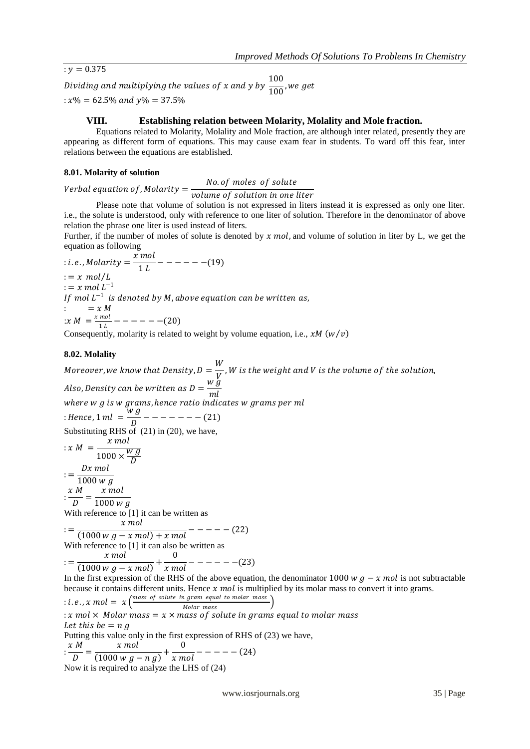$: y = 0.375$

$$\textit{Dividing and multiplying the values of } x \textit{ and } y \textit{ by } \frac{100}{100}, \textit{we get}$$

$: x\% = 62.5\% \textit{ and } y\% = 37.5\%$

## VIII. Establishing relation between Molarity, Molality and Mole fraction.

Equations related to Molarity, Molality and Mole fraction, are although inter related, presently they are appearing as different form of equations. This may cause exam fear in students. To ward off this fear, inter relations between the equations are established.

### 8.01. Molarity of solution

$$\textit{Verbal equation of, Molarity} = \frac{\textit{No. of moles of solute}}{\textit{volume of solution in one liter}}$$

Please note that volume of solution is not expressed in liters instead it is expressed as only one liter. i.e., the solute is understood, only with reference to one liter of solution. Therefore in the denominator of above relation the phrase one liter is used instead of liters.

Further, if the number of moles of solute is denoted by $x\ mol$, and volume of solution in liter by L, we get the equation as following

$$: i.e., Molarity = \frac{x\ mol}{1\ L} ------(19)$$

$: = x\ mol/L$

$: = x\ mol\ L^{-1}$

$\textit{If } mol\ L^{-1} \textit{ is denoted by } M, \textit{above equation can be written as,}$

$: \quad = x\ M$

$$: x\ M = \frac{x\ mol}{1\ L} ------(20)$$

Consequently, molarity is related to weight by volume equation, i.e., $xM\ (w/v)$

### 8.02. Molality

$$\textit{Moreover, we know that Density}, D = \frac{W}{V}, W \textit{ is the weight and } V \textit{ is the volume of the solution,}$$

$$\textit{Also, Density can be written as } D = \frac{w\ g}{ml}$$

$\textit{where } w\ g \textit{ is } w \textit{ grams, hence ratio indicates } w \textit{ grams per ml}$

$$: Hence, 1\ ml = \frac{w\ g}{D} -------(21)$$

Substituting RHS of (21) in (20), we have,

$$: x\ M = \frac{x\ mol}{1000 \times \frac{w\ g}{D}}$$

$$: = \frac{Dx\ mol}{1000\ w\ g}$$

$$: \frac{x\ M}{D} = \frac{x\ mol}{1000\ w\ g}$$

With reference to [1] it can be written as

$$: = \frac{x\ mol}{(1000\ w\ g - x\ mol) + x\ mol} -----(22)$$

With reference to [1] it can also be written as

$$: = \frac{x\ mol}{(1000\ w\ g - x\ mol)} + \frac{0}{x\ mol} ------(23)$$

In the first expression of the RHS of the above equation, the denominator $1000\ w\ g - x\ mol$ is not subtractable because it contains different units. Hence $x\ mol$ is multiplied by its molar mass to convert it into grams.

$$: i.e., x\ mol = x\left(\frac{\textit{mass of solute in gram equal to molar mass}}{\textit{Molar mass}}\right)$$

$: x\ mol \times \textit{Molar mass} = x \times \textit{mass of solute in grams equal to molar mass}$

$\textit{Let this be} = n\ g$

Putting this value only in the first expression of RHS of (23) we have,

$$: \frac{x\ M}{D} = \frac{x\ mol}{(1000\ w\ g - n\ g)} + \frac{0}{x\ mol} -----(24)$$

Now it is required to analyze the LHS of (24)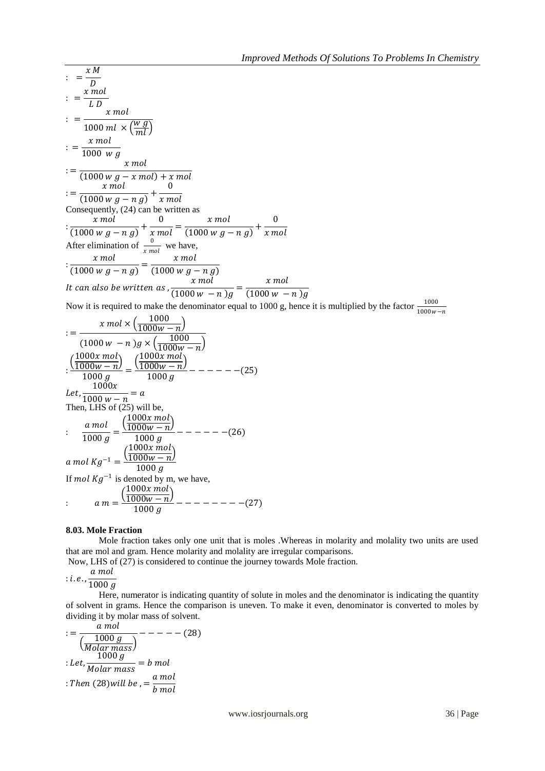$$: = \frac{x\,M}{D}$$

$$: = \frac{x\,mol}{L\,D}$$

$$: = \frac{x\,mol}{1000\,ml \times \left(\frac{w\,g}{ml}\right)}$$

$$: = \frac{x\,mol}{1000\;\;w\,g}$$

$$: = \frac{x\,mol}{(1000\,w\,g - x\,mol) + x\,mol}$$

$$: = \frac{x\,mol}{(1000\,w\,g - n\,g)} + \frac{0}{x\,mol}$$

Consequently, (24) can be written as

$$: \frac{x\,mol}{(1000\,w\,g - n\,g)} + \frac{0}{x\,mol} = \frac{x\,mol}{(1000\,w\,g - n\,g)} + \frac{0}{x\,mol}$$

After elimination of $\frac{0}{x\,mol}$ we have,

$$: \frac{x\,mol}{(1000\,w\,g - n\,g)} = \frac{x\,mol}{(1000\,w\,g - n\,g)}$$

*It can also be written as* , $\frac{x\,mol}{(1000\,w\; - n\,)g} = \frac{x\,mol}{(1000\,w\; - n\,)g}$

Now it is required to make the denominator equal to 1000 g, hence it is multiplied by the factor $\frac{1000}{1000w-n}$

$$: = \frac{x\,mol \times \left(\frac{1000}{1000w - n}\right)}{(1000\,w\; - n\,)g \times \left(\frac{1000}{1000w - n}\right)}$$

$$: \frac{\left(\frac{1000x\,mol}{1000w - n}\right)}{1000\,g} = \frac{\left(\frac{1000x\,mol}{1000w - n}\right)}{1000\,g} - - - - - - (25)$$

$$Let, \frac{1000x}{1000\,w - n} = a$$

Then, LHS of (25) will be,

$$: \quad \frac{a\,mol}{1000\,g} = \frac{\left(\frac{1000x\,mol}{1000w - n}\right)}{1000\,g} - - - - - - (26)$$

$$a\,mol\,Kg^{-1} = \frac{\left(\frac{1000x\,mol}{1000w - n}\right)}{1000\,g}$$

If $mol\,Kg^{-1}$ is denoted by m, we have,

$$: \qquad a\,m = \frac{\left(\frac{1000x\,mol}{1000w - n}\right)}{1000\,g} - - - - - - - - (27)$$

### 8.03. Mole Fraction

Mole fraction takes only one unit that is moles .Whereas in molarity and molality two units are used that are mol and gram. Hence molarity and molality are irregular comparisons.

Now, LHS of (27) is considered to continue the journey towards Mole fraction.

$$: i.e., \frac{a\,mol}{1000\,g}$$

Here, numerator is indicating quantity of solute in moles and the denominator is indicating the quantity of solvent in grams. Hence the comparison is uneven. To make it even, denominator is converted to moles by dividing it by molar mass of solvent.

$$: = \frac{a\,mol}{\left(\frac{1000\,g}{Molar\,mass}\right)} - - - - - (28)$$

$$: Let, \frac{1000\,g}{Molar\,mass} = b\,mol$$

$$: Then\ (28) will\ be\ , = \frac{a\,mol}{b\,mol}$$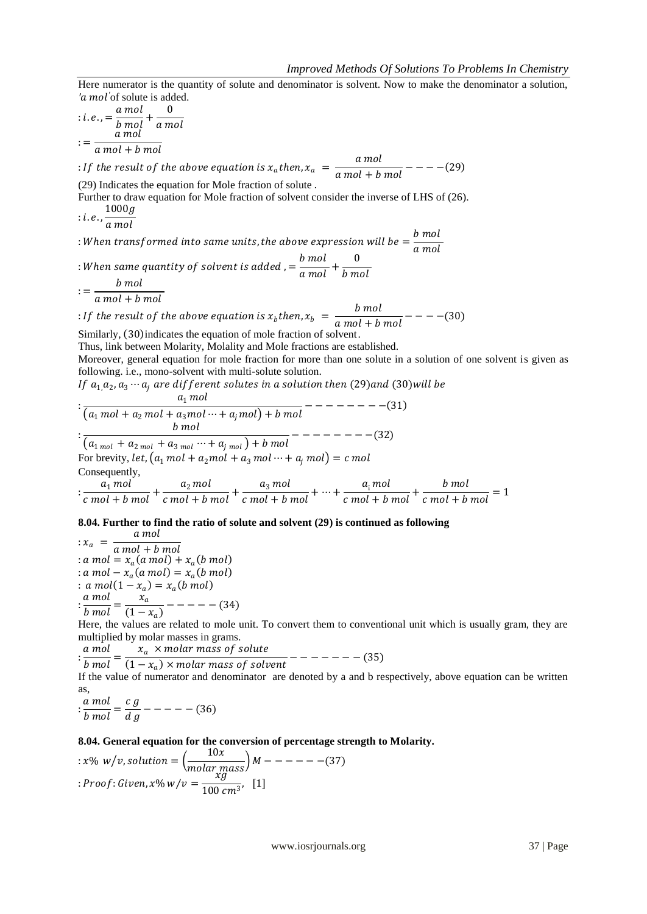Here numerator is the quantity of solute and denominator is solvent. Now to make the denominator a solution, *'a mol'* of solute is added.

$$: i.e., = \frac{a\ mol}{b\ mol} + \frac{0}{a\ mol}$$

$$:= \frac{a\ mol}{a\ mol + b\ mol}$$

$$: If\ the\ result\ of\ the\ above\ equation\ is\ x_a\ then, x_a\ = \frac{a\ mol}{a\ mol + b\ mol} - - - - (29)$$

(29) Indicates the equation for Mole fraction of solute .

Further to draw equation for Mole fraction of solvent consider the inverse of LHS of (26).

$$: i.e., \frac{1000g}{a\ mol}$$

$$: When\ transformed\ into\ same\ units, the\ above\ expression\ will\ be = \frac{b\ mol}{a\ mol}$$

$$: When\ same\ quantity\ of\ solvent\ is\ added\ , = \frac{b\ mol}{a\ mol} + \frac{0}{b\ mol}$$

$$:= \frac{b\ mol}{a\ mol + b\ mol}$$

$$: If\ the\ result\ of\ the\ above\ equation\ is\ x_b\ then, x_b\ = \frac{b\ mol}{a\ mol + b\ mol} - - - - (30)$$

Similarly, (30) indicates the equation of mole fraction of solvent.

Thus, link between Molarity, Molality and Mole fractions are established.

Moreover, general equation for mole fraction for more than one solute in a solution of one solvent is given as following. i.e., mono-solvent with multi-solute solution.

*If* $a_1, a_2, a_3 \cdots a_j$ *are different solutes in a solution then* (29) *and* (30) *will be*

$$: \frac{a_1\ mol}{(a_1\ mol + a_2\ mol + a_3 mol \cdots + a_j mol) + b\ mol} - - - - - - - - (31)$$

$$: \frac{b\ mol}{(a_{1\ mol} + a_{2\ mol} + a_{3\ mol} \cdots + a_{j\ mol}) + b\ mol} - - - - - - - - (32)$$

For brevity, *let*, $(a_1\ mol + a_2 mol + a_3\ mol \cdots + a_j\ mol) = c\ mol$

Consequently,

$$: \frac{a_1\ mol}{c\ mol + b\ mol} + \frac{a_2\ mol}{c\ mol + b\ mol} + \frac{a_3\ mol}{c\ mol + b\ mol} + \cdots + \frac{a_i\ mol}{c\ mol + b\ mol} + \frac{b\ mol}{c\ mol + b\ mol} = 1$$

### 8.04. Further to find the ratio of solute and solvent (29) is continued as following

$$: x_a\ = \frac{a\ mol}{a\ mol + b\ mol}$$

$$: a\ mol = x_a(a\ mol) + x_a(b\ mol)$$

$$: a\ mol - x_a(a\ mol) = x_a(b\ mol)$$

$$: a\ mol(1 - x_a) = x_a(b\ mol)$$

$$: \frac{a\ mol}{b\ mol} = \frac{x_a}{(1 - x_a)} - - - - - (34)$$

Here, the values are related to mole unit. To convert them to conventional unit which is usually gram, they are multiplied by molar masses in grams.

$$: \frac{a\ mol}{b\ mol} = \frac{x_a\ \times molar\ mass\ of\ solute}{(1 - x_a) \times molar\ mass\ of\ solvent} - - - - - - - (35)$$

If the value of numerator and denominator are denoted by a and b respectively, above equation can be written as,

$$: \frac{a\ mol}{b\ mol} = \frac{c\ g}{d\ g} - - - - - (36)$$

### 8.04. General equation for the conversion of percentage strength to Molarity.

$$: x\%\ w/v, solution = \left(\frac{10x}{molar\ mass}\right) M - - - - - - (37)$$

$$: Proof: Given, x\%\ w/v = \frac{xg}{100\ cm^3},\ \ [1]$$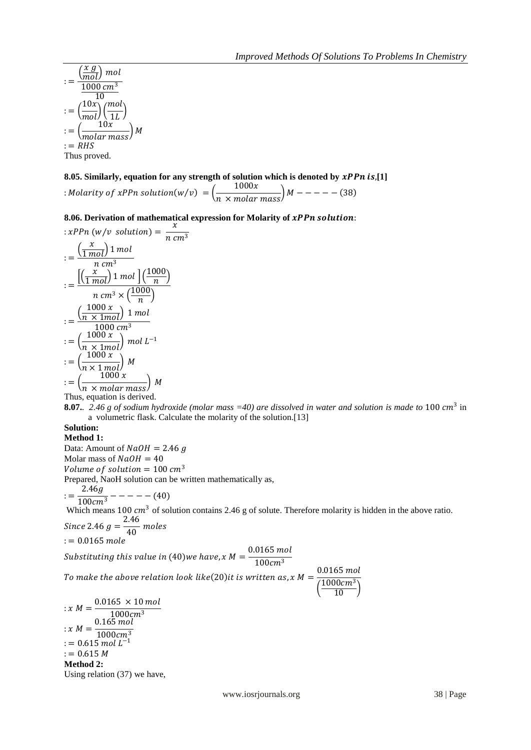$$:= \frac{\left(\frac{x\,g}{mol}\right)\,mol}{\frac{1000\,cm^3}{10}}$$

$$:= \left(\frac{10x}{mol}\right)\left(\frac{mol}{1L}\right)$$

$$:= \left(\frac{10x}{molar\ mass}\right)M$$

$$:= RHS$$

Thus proved.

**8.05. Similarly, equation for any strength of solution which is denoted by $xPPn\ is$,[1]**

$$: Molarity\ of\ xPPn\ solution(w/v) = \left(\frac{1000x}{n \times molar\ mass}\right)M - - - - - (38)$$

**8.06. Derivation of mathematical expression for Molarity of $xPPn\ solution$:**

$$: xPPn\ (w/v\ \ solution) = \frac{x}{n\ cm^3}$$

$$:= \frac{\left(\frac{x}{1\ mol}\right)1\ mol}{n\ cm^3}$$

$$:= \frac{\left[\left(\frac{x}{1\ mol}\right)1\ mol\ \right]\left(\frac{1000}{n}\right)}{n\ cm^3 \times \left(\frac{1000}{n}\right)}$$

$$:= \frac{\left(\frac{1000\ x}{n \times 1mol}\right)\ 1\ mol}{1000\ cm^3}$$

$$:= \left(\frac{1000\ x}{n \times 1mol}\right)\ mol\ L^{-1}$$

$$:= \left(\frac{1000\ x}{n \times 1\ mol}\right)\ M$$

$$:= \left(\frac{1000\ x}{n \times molar\ mass}\right)\ M$$

Thus, equation is derived.

**8.07.** *2.46 g of sodium hydroxide (molar mass =40) are dissolved in water and solution is made to* $100\ cm^3$ in a volumetric flask. Calculate the molarity of the solution.[13]

**Solution:**

**Method 1:**

Data: Amount of $NaOH = 2.46\ g$

Molar mass of $NaOH = 40$

$Volume\ of\ solution = 100\ cm^3$

Prepared, NaoH solution can be written mathematically as,

$$:= \frac{2.46g}{100cm^3} - - - - - (40)$$

Which means $100\ cm^3$ of solution contains 2.46 g of solute. Therefore molarity is hidden in the above ratio.

$$Since\ 2.46\ g = \frac{2.46}{40}\ moles$$

$$:= 0.0165\ mole$$

$$Substituting\ this\ value\ in\ (40) we\ have, x\ M = \frac{0.0165\ mol}{100cm^3}$$

$$To\ make\ the\ above\ relation\ look\ like (20) it\ is\ written\ as, x\ M = \frac{0.0165\ mol}{\left(\frac{1000cm^3}{10}\right)}$$

$$: x\ M = \frac{0.0165\ \times 10\ mol}{1000cm^3}$$

$$: x\ M = \frac{0.165\ mol}{1000cm^3}$$

$$:= 0.615\ mol\ L^{-1}$$

$$:= 0.615\ M$$

**Method 2:**

Using relation (37) we have,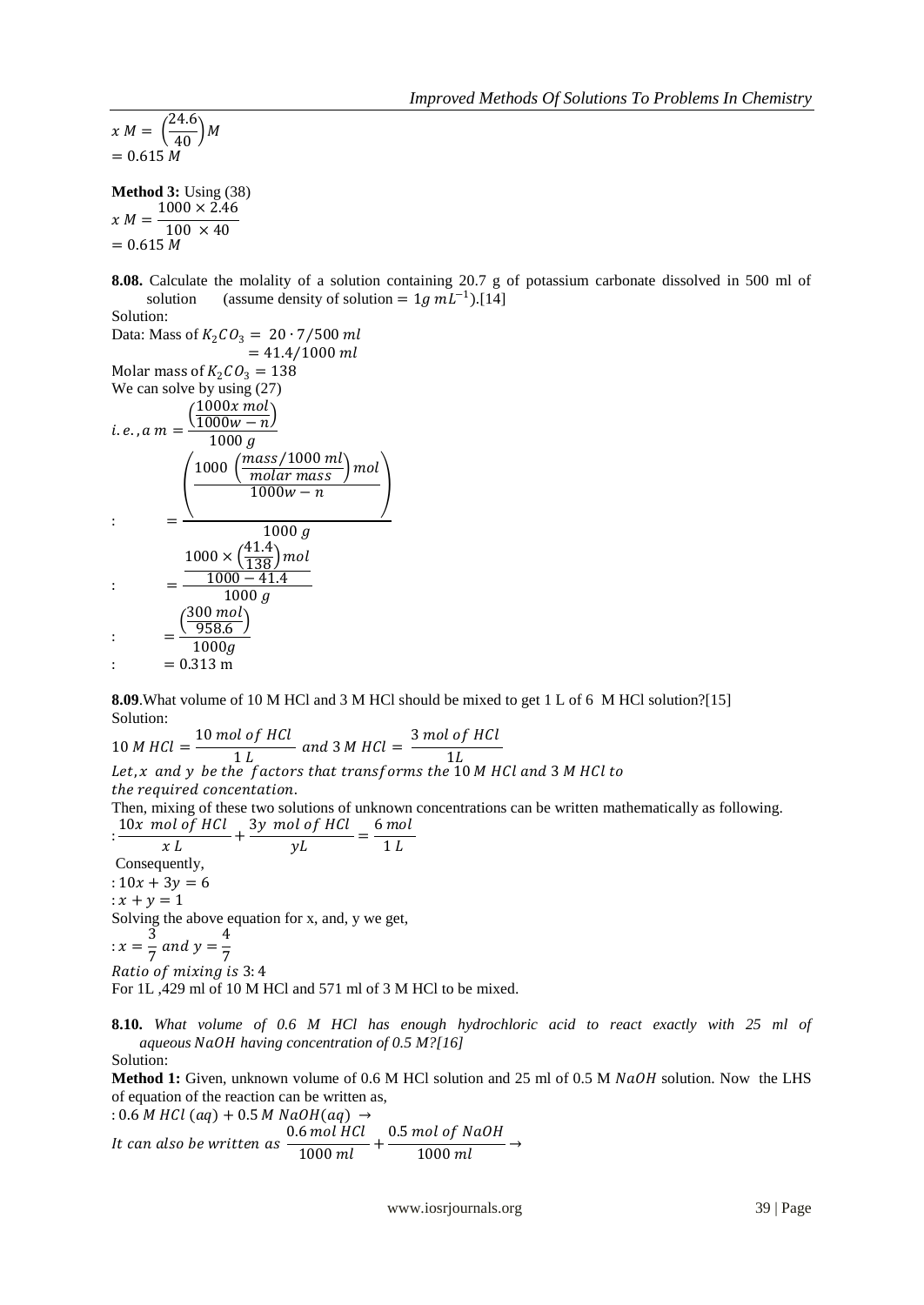$$x\ M = \left(\frac{24.6}{40}\right) M$$
$$= 0.615\ M$$

**Method 3:** Using (38)

$$x\ M = \frac{1000 \times 2.46}{100\ \times 40}$$
$$= 0.615\ M$$

**8.08.** Calculate the molality of a solution containing 20.7 g of potassium carbonate dissolved in 500 ml of solution (assume density of solution = $1g\ mL^{-1}$).[14]

Solution:

Data: Mass of $K_2CO_3 = 20 \cdot 7/500\ ml$
$= 41.4/1000\ ml$

Molar mass of $K_2CO_3 = 138$

We can solve by using (27)

$$i.e., a\ m = \frac{\left(\frac{1000x\ mol}{1000w - n}\right)}{1000\ g}$$

$$: \quad = \frac{\left(\frac{1000\ \left(\frac{mass/1000\ ml}{molar\ mass}\right) mol}{1000w - n}\right)}{1000\ g}$$

$$: \quad = \frac{\frac{1000 \times \left(\frac{41.4}{138}\right) mol}{1000 - 41.4}}{1000\ g}$$

$$: \quad = \frac{\left(\frac{300\ mol}{958.6}\right)}{1000g}$$

$$: \quad = 0.313\ \text{m}$$

**8.09**.What volume of 10 M HCl and 3 M HCl should be mixed to get 1 L of 6 M HCl solution?[15]

Solution:

$$10\ M\ HCl = \frac{10\ mol\ of\ HCl}{1\ L}\ and\ 3\ M\ HCl = \frac{3\ mol\ of\ HCl}{1L}$$

*Let, x and y be the factors that transforms the* 10 *M HCl and* 3 *M HCl to the required concentation.*

Then, mixing of these two solutions of unknown concentrations can be written mathematically as following.

$$: \frac{10x\ \ mol\ of\ HCl}{x\ L} + \frac{3y\ \ mol\ of\ HCl}{yL} = \frac{6\ mol}{1\ L}$$

Consequently,

$: 10x + 3y = 6$

$: x + y = 1$

Solving the above equation for x, and, y we get,

$$: x = \frac{3}{7}\ and\ y = \frac{4}{7}$$

*Ratio of mixing is* 3: 4

For 1L ,429 ml of 10 M HCl and 571 ml of 3 M HCl to be mixed.

**8.10.** *What volume of 0.6 M HCl has enough hydrochloric acid to react exactly with 25 ml of aqueous $NaOH$ having concentration of 0.5 M?[16]*

Solution:

**Method 1:** Given, unknown volume of 0.6 M HCl solution and 25 ml of 0.5 M $NaOH$ solution. Now the LHS of equation of the reaction can be written as,

$: 0.6\ M\ HCl\ (aq) + 0.5\ M\ NaOH(aq)\ \rightarrow$

*It can also be written as* $\frac{0.6\ mol\ HCl}{1000\ ml} + \frac{0.5\ mol\ of\ NaOH}{1000\ ml} \rightarrow$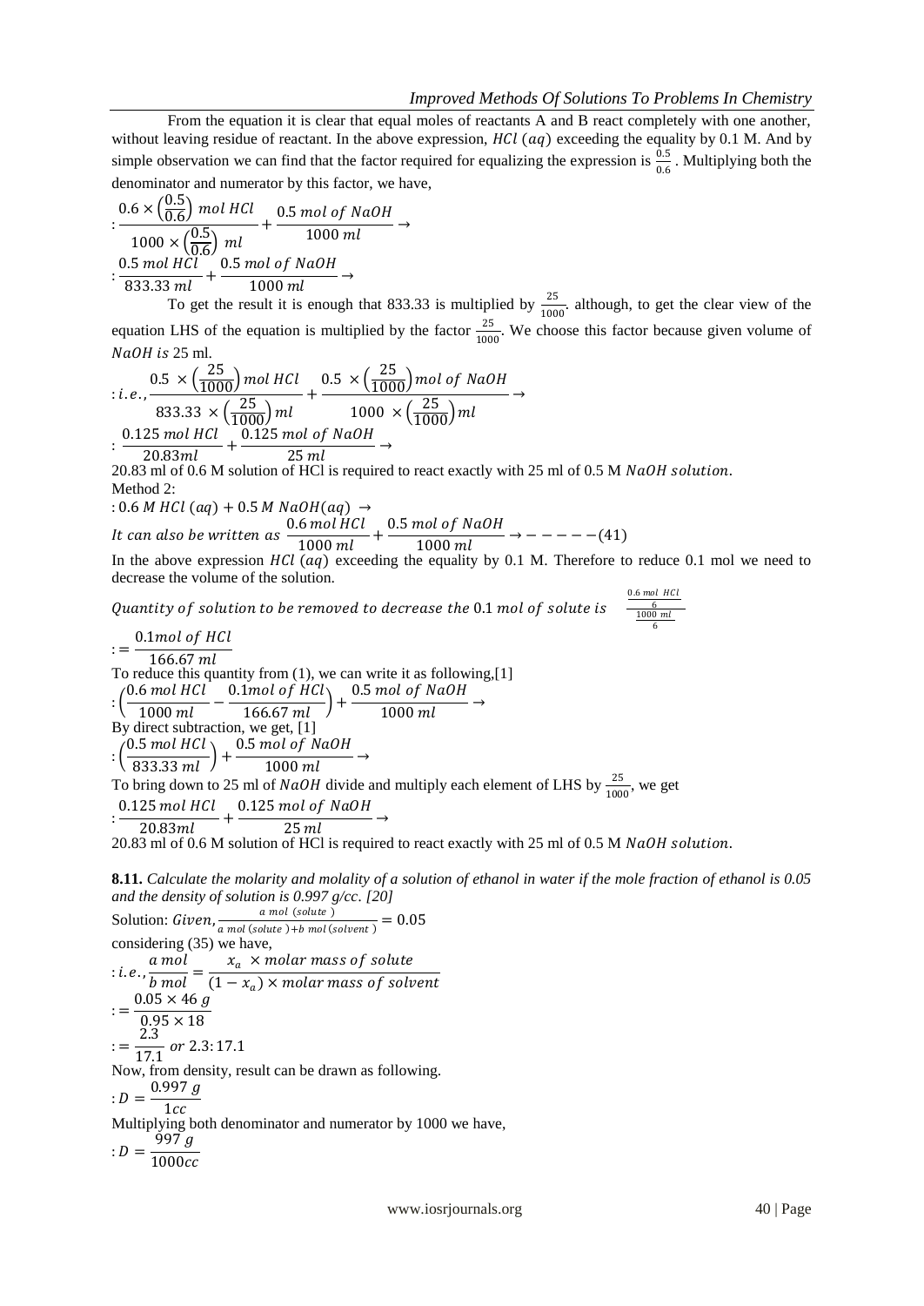From the equation it is clear that equal moles of reactants A and B react completely with one another, without leaving residue of reactant. In the above expression, $HCl\ (aq)$ exceeding the equality by 0.1 M. And by simple observation we can find that the factor required for equalizing the expression is $\frac{0.5}{0.6}$. Multiplying both the denominator and numerator by this factor, we have,

$$: \frac{0.6 \times \left(\frac{0.5}{0.6}\right)\ mol\ HCl}{1000 \times \left(\frac{0.5}{0.6}\right)\ ml} + \frac{0.5\ mol\ of\ NaOH}{1000\ ml} \rightarrow$$

$$: \frac{0.5\ mol\ HCl}{833.33\ ml} + \frac{0.5\ mol\ of\ NaOH}{1000\ ml} \rightarrow$$

To get the result it is enough that 833.33 is multiplied by $\frac{25}{1000}$. although, to get the clear view of the equation LHS of the equation is multiplied by the factor $\frac{25}{1000}$. We choose this factor because given volume of $NaOH$ is 25 ml.

$$: i.e., \frac{0.5 \times \left(\frac{25}{1000}\right) mol\ HCl}{833.33 \times \left(\frac{25}{1000}\right) ml} + \frac{0.5 \times \left(\frac{25}{1000}\right) mol\ of\ NaOH}{1000 \times \left(\frac{25}{1000}\right) ml} \rightarrow$$

$$: \frac{0.125\ mol\ HCl}{20.83 ml} + \frac{0.125\ mol\ of\ NaOH}{25\ ml} \rightarrow$$

20.83 ml of 0.6 M solution of HCl is required to react exactly with 25 ml of 0.5 M $NaOH\ solution$.

Method 2:

$$: 0.6\ M\ HCl\ (aq) + 0.5\ M\ NaOH(aq) \rightarrow$$

*It can also be written as* $\frac{0.6\ mol\ HCl}{1000\ ml} + \frac{0.5\ mol\ of\ NaOH}{1000\ ml} \rightarrow - - - - - (41)$

In the above expression $HCl\ (aq)$ exceeding the equality by 0.1 M. Therefore to reduce 0.1 mol we need to decrease the volume of the solution.

*Quantity of solution to be removed to decrease the* 0.1 *mol of solute is* $\frac{\frac{0.6\ mol\ HCl}{6}}{\frac{1000\ ml}{6}}$

$$: = \frac{0.1 mol\ of\ HCl}{166.67\ ml}$$

To reduce this quantity from (1), we can write it as following,[1]

$$: \left(\frac{0.6\ mol\ HCl}{1000\ ml} - \frac{0.1 mol\ of\ HCl}{166.67\ ml}\right) + \frac{0.5\ mol\ of\ NaOH}{1000\ ml} \rightarrow$$

By direct subtraction, we get, [1]

$$: \left(\frac{0.5\ mol\ HCl}{833.33\ ml}\right) + \frac{0.5\ mol\ of\ NaOH}{1000\ ml} \rightarrow$$

To bring down to 25 ml of $NaOH$ divide and multiply each element of LHS by $\frac{25}{1000}$, we get

$$: \frac{0.125\ mol\ HCl}{20.83 ml} + \frac{0.125\ mol\ of\ NaOH}{25\ ml} \rightarrow$$

20.83 ml of 0.6 M solution of HCl is required to react exactly with 25 ml of 0.5 M $NaOH\ solution$.

**8.11.** *Calculate the molarity and molality of a solution of ethanol in water if the mole fraction of ethanol is 0.05 and the density of solution is 0.997 g/cc. [20]*

Solution: *Given,* $\frac{a\ mol\ (solute)}{a\ mol\ (solute) + b\ mol\ (solvent)} = 0.05$

considering (35) we have,

$$: i.e., \frac{a\ mol}{b\ mol} = \frac{x_a \times molar\ mass\ of\ solute}{(1 - x_a) \times molar\ mass\ of\ solvent}$$

$$: = \frac{0.05 \times 46\ g}{0.95 \times 18}$$

$$: = \frac{2.3}{17.1}\ or\ 2.3 : 17.1$$

Now, from density, result can be drawn as following.

$$: D = \frac{0.997\ g}{1 cc}$$

Multiplying both denominator and numerator by 1000 we have,

$$: D = \frac{997\ g}{1000 cc}$$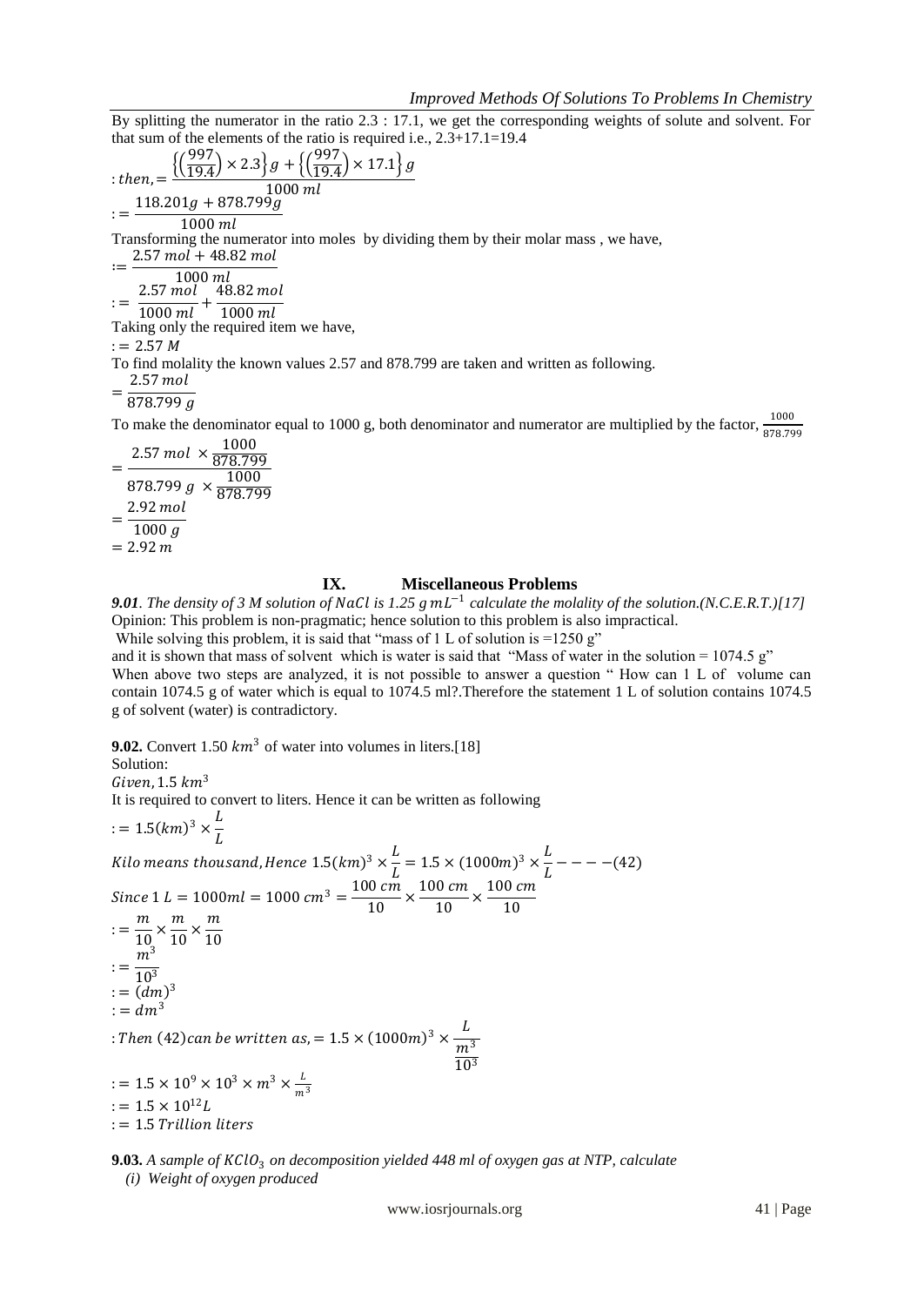By splitting the numerator in the ratio 2.3 : 17.1, we get the corresponding weights of solute and solvent. For that sum of the elements of the ratio is required i.e., 2.3+17.1=19.4

$$: then, = \frac{\left\{\left(\frac{997}{19.4}\right) \times 2.3\right\} g + \left\{\left(\frac{997}{19.4}\right) \times 17.1\right\} g}{1000\ ml}$$

$$:= \frac{118.201 g + 878.799 g}{1000\ ml}$$

Transforming the numerator into moles by dividing them by their molar mass , we have,

$$:= \frac{2.57\ mol + 48.82\ mol}{1000\ ml}$$

$$:= \frac{2.57\ mol}{1000\ ml} + \frac{48.82\ mol}{1000\ ml}$$

Taking only the required item we have,

$$:= 2.57\ M$$

To find molality the known values 2.57 and 878.799 are taken and written as following.

$$= \frac{2.57\ mol}{878.799\ g}$$

To make the denominator equal to 1000 g, both denominator and numerator are multiplied by the factor, $\frac{1000}{878.799}$

$$= \frac{2.57\ mol \times \frac{1000}{878.799}}{878.799\ g \times \frac{1000}{878.799}}$$

$$= \frac{2.92\ mol}{1000\ g}$$

$$= 2.92\ m$$

## IX. Miscellaneous Problems

***9.01**. The density of 3 M solution of $NaCl$ is 1.25 g $mL^{-1}$ calculate the molality of the solution.(N.C.E.R.T.)[17]*

Opinion: This problem is non-pragmatic; hence solution to this problem is also impractical.

While solving this problem, it is said that "mass of 1 L of solution is =1250 g"

and it is shown that mass of solvent which is water is said that "Mass of water in the solution = 1074.5 g"

When above two steps are analyzed, it is not possible to answer a question " How can 1 L of volume can contain 1074.5 g of water which is equal to 1074.5 ml?.Therefore the statement 1 L of solution contains 1074.5 g of solvent (water) is contradictory.

**9.02.** Convert 1.50 $km^3$ of water into volumes in liters.[18]

Solution:

$Given, 1.5\ km^3$

It is required to convert to liters. Hence it can be written as following

$$:= 1.5(km)^3 \times \frac{L}{L}$$

$$Kilo\ means\ thousand, Hence\ 1.5(km)^3 \times \frac{L}{L} = 1.5 \times (1000m)^3 \times \frac{L}{L} ----(42)$$

$$Since\ 1\ L = 1000ml = 1000\ cm^3 = \frac{100\ cm}{10} \times \frac{100\ cm}{10} \times \frac{100\ cm}{10}$$

$$:= \frac{m}{10} \times \frac{m}{10} \times \frac{m}{10}$$

$$:= \frac{m^3}{10^3}$$

$$:= (dm)^3$$

$$:= dm^3$$

$$: Then\ (42) can\ be\ written\ as, = 1.5 \times (1000m)^3 \times \frac{L}{\frac{m^3}{10^3}}$$

$$:= 1.5 \times 10^9 \times 10^3 \times m^3 \times \frac{L}{m^3}$$

$$:= 1.5 \times 10^{12} L$$

$$:= 1.5\ Trillion\ liters$$

**9.03.** *A sample of $KClO_3$ on decomposition yielded 448 ml of oxygen gas at NTP, calculate*

*(i) Weight of oxygen produced*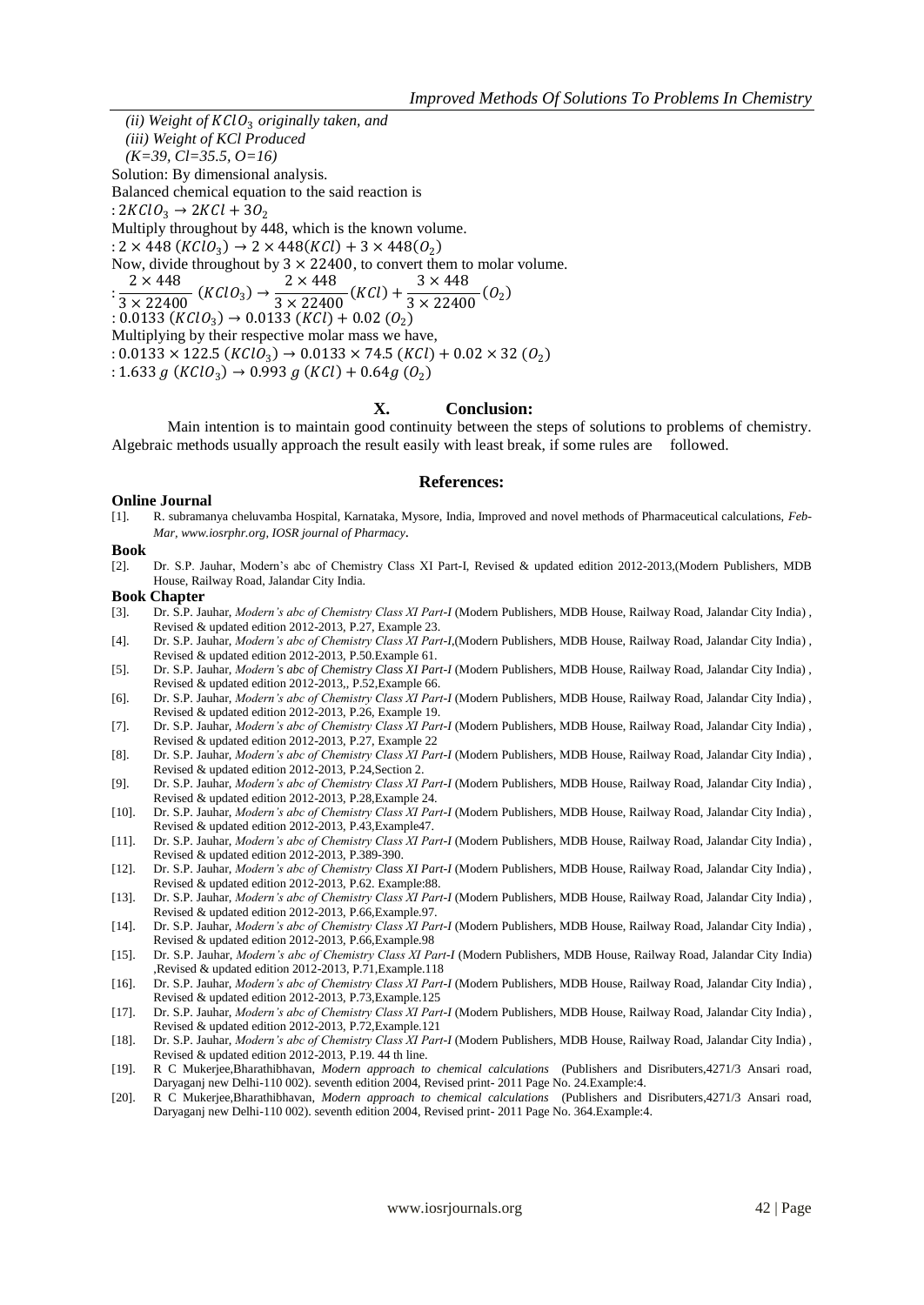*(ii) Weight of $KClO_3$ originally taken, and*

*(iii) Weight of KCl Produced*

*(K=39, Cl=35.5, O=16)*

Solution: By dimensional analysis.

Balanced chemical equation to the said reaction is

: $2KClO_3 \rightarrow 2KCl + 3O_2$

Multiply throughout by 448, which is the known volume.

: $2 \times 448\ (KClO_3) \rightarrow 2 \times 448(KCl) + 3 \times 448(O_2)$

Now, divide throughout by $3 \times 22400$, to convert them to molar volume.

: $\dfrac{2 \times 448}{3 \times 22400}\ (KClO_3) \rightarrow \dfrac{2 \times 448}{3 \times 22400}(KCl) + \dfrac{3 \times 448}{3 \times 22400}(O_2)$

: $0.0133\ (KClO_3) \rightarrow 0.0133\ (KCl) + 0.02\ (O_2)$

Multiplying by their respective molar mass we have,

: $0.0133 \times 122.5\ (KClO_3) \rightarrow 0.0133 \times 74.5\ (KCl) + 0.02 \times 32\ (O_2)$

: $1.633\ g\ (KClO_3) \rightarrow 0.993\ g\ (KCl) + 0.64g\ (O_2)$

## X. Conclusion:

Main intention is to maintain good continuity between the steps of solutions to problems of chemistry. Algebraic methods usually approach the result easily with least break, if some rules are followed.

## References:

**Online Journal**

[1]. R. subramanya cheluvamba Hospital, Karnataka, Mysore, India, Improved and novel methods of Pharmaceutical calculations, *Feb-Mar, www.iosrphr.org, IOSR journal of Pharmacy*.

**Book**

[2]. Dr. S.P. Jauhar, Modern's abc of Chemistry Class XI Part-I, Revised & updated edition 2012-2013,(Modern Publishers, MDB House, Railway Road, Jalandar City India.

**Book Chapter**

[3]. Dr. S.P. Jauhar, *Modern's abc of Chemistry Class XI Part-I* (Modern Publishers, MDB House, Railway Road, Jalandar City India) , Revised & updated edition 2012-2013, P.27, Example 23.

[4]. Dr. S.P. Jauhar, *Modern's abc of Chemistry Class XI Part-I*,(Modern Publishers, MDB House, Railway Road, Jalandar City India) , Revised & updated edition 2012-2013, P.50.Example 61.

[5]. Dr. S.P. Jauhar, *Modern's abc of Chemistry Class XI Part-I* (Modern Publishers, MDB House, Railway Road, Jalandar City India) , Revised & updated edition 2012-2013,, P.52,Example 66.

[6]. Dr. S.P. Jauhar, *Modern's abc of Chemistry Class XI Part-I* (Modern Publishers, MDB House, Railway Road, Jalandar City India) , Revised & updated edition 2012-2013, P.26, Example 19.

[7]. Dr. S.P. Jauhar, *Modern's abc of Chemistry Class XI Part-I* (Modern Publishers, MDB House, Railway Road, Jalandar City India) , Revised & updated edition 2012-2013, P.27, Example 22

[8]. Dr. S.P. Jauhar, *Modern's abc of Chemistry Class XI Part-I* (Modern Publishers, MDB House, Railway Road, Jalandar City India) , Revised & updated edition 2012-2013, P.24,Section 2.

[9]. Dr. S.P. Jauhar, *Modern's abc of Chemistry Class XI Part-I* (Modern Publishers, MDB House, Railway Road, Jalandar City India) , Revised & updated edition 2012-2013, P.28,Example 24.

[10]. Dr. S.P. Jauhar, *Modern's abc of Chemistry Class XI Part-I* (Modern Publishers, MDB House, Railway Road, Jalandar City India) , Revised & updated edition 2012-2013, P.43,Example47.

[11]. Dr. S.P. Jauhar, *Modern's abc of Chemistry Class XI Part-I* (Modern Publishers, MDB House, Railway Road, Jalandar City India) , Revised & updated edition 2012-2013, P.389-390.

[12]. Dr. S.P. Jauhar, *Modern's abc of Chemistry Class XI Part-I* (Modern Publishers, MDB House, Railway Road, Jalandar City India) , Revised & updated edition 2012-2013, P.62. Example:88.

[13]. Dr. S.P. Jauhar, *Modern's abc of Chemistry Class XI Part-I* (Modern Publishers, MDB House, Railway Road, Jalandar City India) , Revised & updated edition 2012-2013, P.66,Example.97.

[14]. Dr. S.P. Jauhar, *Modern's abc of Chemistry Class XI Part-I* (Modern Publishers, MDB House, Railway Road, Jalandar City India) , Revised & updated edition 2012-2013, P.66,Example.98

[15]. Dr. S.P. Jauhar, *Modern's abc of Chemistry Class XI Part-I* (Modern Publishers, MDB House, Railway Road, Jalandar City India) ,Revised & updated edition 2012-2013, P.71,Example.118

[16]. Dr. S.P. Jauhar, *Modern's abc of Chemistry Class XI Part-I* (Modern Publishers, MDB House, Railway Road, Jalandar City India) , Revised & updated edition 2012-2013, P.73,Example.125

[17]. Dr. S.P. Jauhar, *Modern's abc of Chemistry Class XI Part-I* (Modern Publishers, MDB House, Railway Road, Jalandar City India) , Revised & updated edition 2012-2013, P.72,Example.121

[18]. Dr. S.P. Jauhar, *Modern's abc of Chemistry Class XI Part-I* (Modern Publishers, MDB House, Railway Road, Jalandar City India) , Revised & updated edition 2012-2013, P.19. 44 th line.

[19]. R C Mukerjee,Bharathibhavan, *Modern approach to chemical calculations* (Publishers and Disributers,4271/3 Ansari road, Daryaganj new Delhi-110 002). seventh edition 2004, Revised print- 2011 Page No. 24.Example:4.

[20]. R C Mukerjee,Bharathibhavan, *Modern approach to chemical calculations* (Publishers and Disributers,4271/3 Ansari road, Daryaganj new Delhi-110 002). seventh edition 2004, Revised print- 2011 Page No. 364.Example:4.